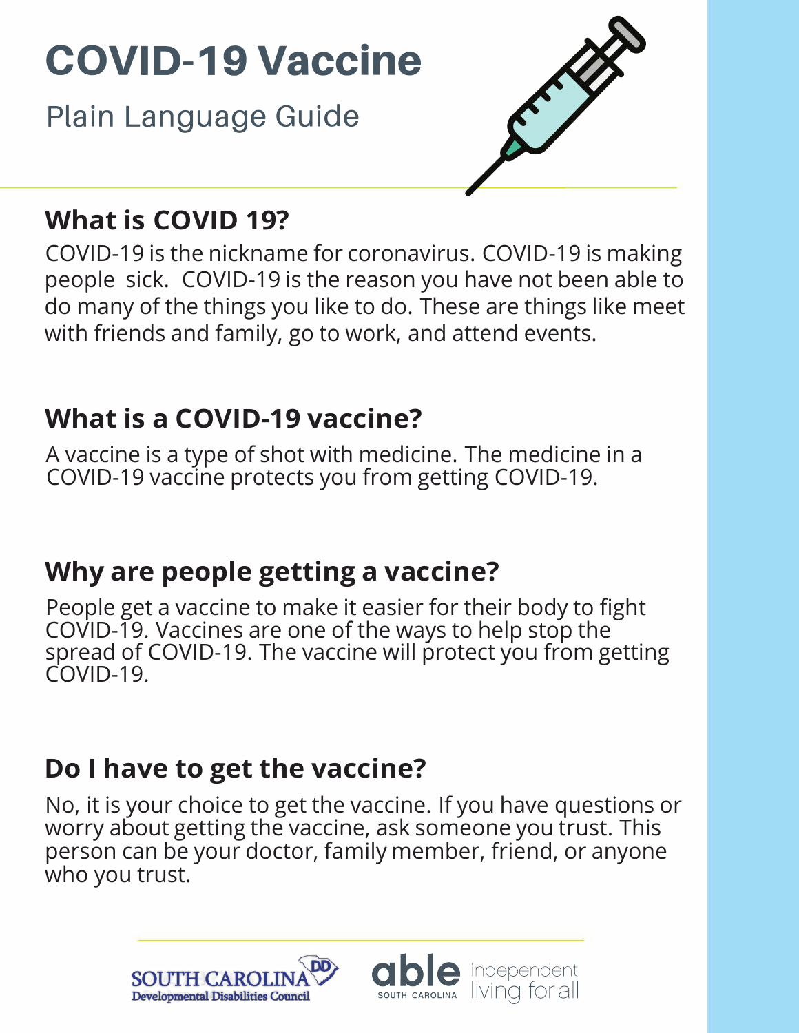# COVID-19 Vaccine

Plain Language Guide

## What is COVID 19?

COVID-19 is the nickname for coronavirus. COVID-19 is making people sick. COVID-19 is the reason you have not been able to do many of the things you like to do. These are things like meet with friends and family, go to work, and attend events.

## What is a COVID-19 vaccine?

A vaccine is a type of shot with medicine. The medicine in a COVID-19 vaccine protects you from getting COVID-19.

## Why are people getting a vaccine?

People get a vaccine to make it easier for their body to fight COVID-19. Vaccines are one of the ways to help stop the spread of COVID-19. The vaccine will protect you from getting COVID-19.

## Do I have to get the vaccine?

No, it is your choice to get the vaccine. If you have questions or worry about getting the vaccine, ask someone you trust. This person can be your doctor, family member, friend, or anyone who you trust.

SOUTH CAROLINA Developmental Disabilities Council

able SOUTH CAROLINA independent living for all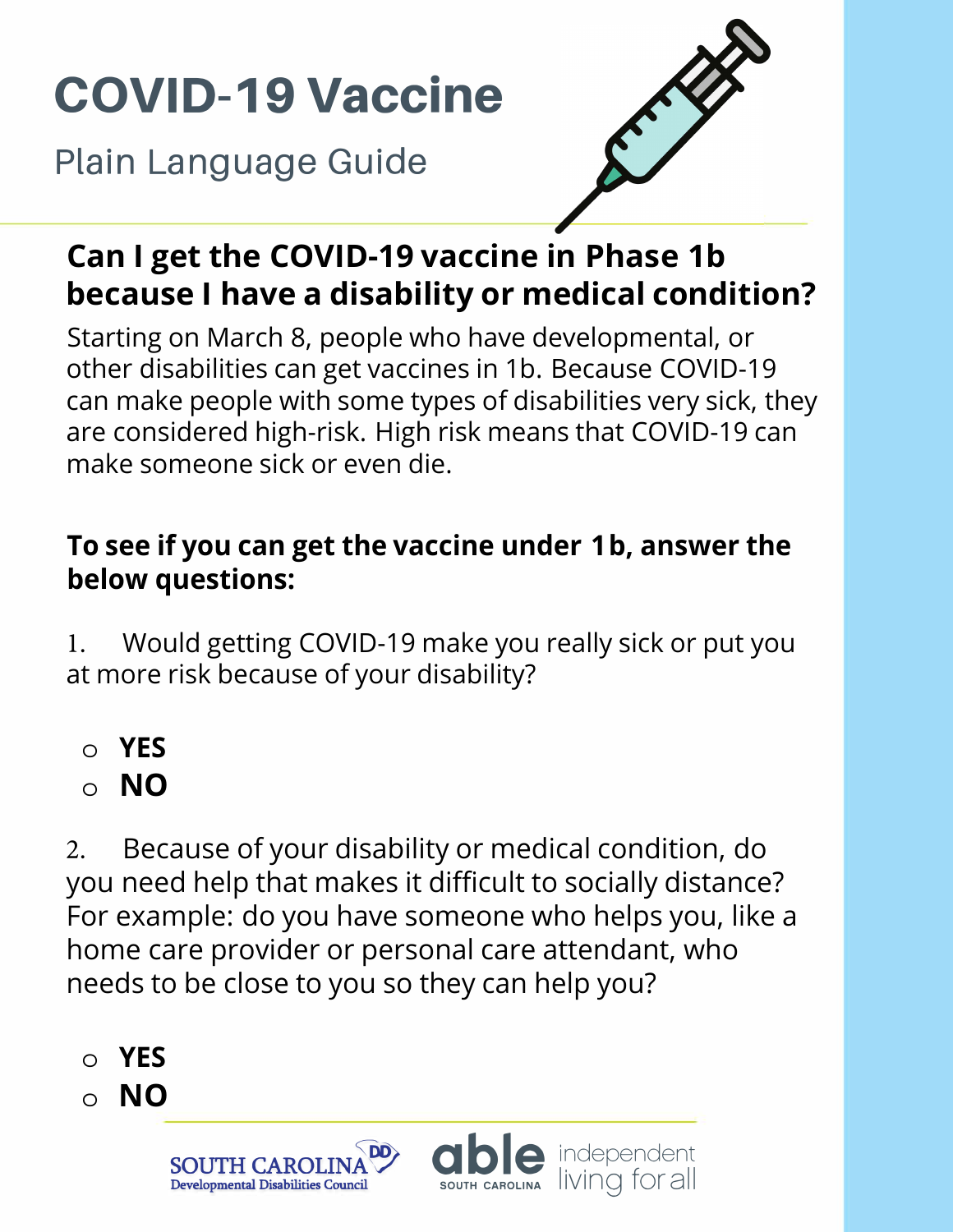# COVID-19 Vaccine

Plain Language Guide

## Can I get the COVID-19 vaccine in Phase 1b because I have a disability or medical condition?

Starting on March 8, people who have developmental, or other disabilities can get vaccines in 1b. Because COVID-19 can make people with some types of disabilities very sick, they are considered high-risk. High risk means that COVID-19 can make someone sick or even die.

**To see if you can get the vaccine under 1b, answer the below questions:**

1. Would getting COVID-19 make you really sick or put you at more risk because of your disability?

- **YES**
- **NO**

2. Because of your disability or medical condition, do you need help that makes it difficult to socially distance? For example: do you have someone who helps you, like a home care provider or personal care attendant, who needs to be close to you so they can help you?

- **YES**
- **NO**

SOUTH CAROLINA Developmental Disabilities Council

able SOUTH CAROLINA independent living for all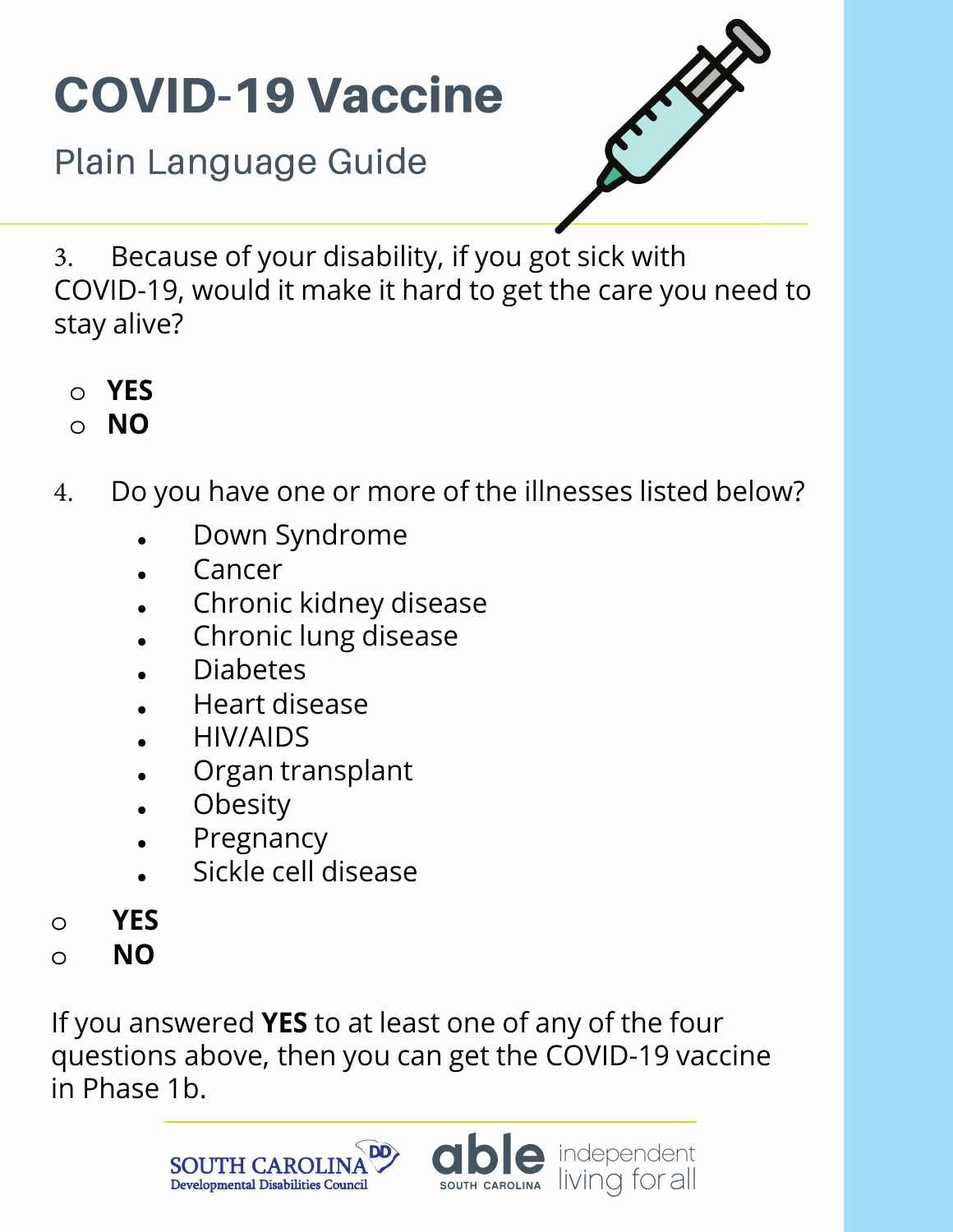# COVID-19 Vaccine

Plain Language Guide

3. Because of your disability, if you got sick with COVID-19, would it make it hard to get the care you need to stay alive?

- **YES**
- **NO**

4. Do you have one or more of the illnesses listed below?

   - Down Syndrome
   - Cancer
   - Chronic kidney disease
   - Chronic lung disease
   - Diabetes
   - Heart disease
   - HIV/AIDS
   - Organ transplant
   - Obesity
   - Pregnancy
   - Sickle cell disease

- **YES**
- **NO**

If you answered **YES** to at least one of any of the four questions above, then you can get the COVID-19 vaccine in Phase 1b.

SOUTH CAROLINA Developmental Disabilities Council

able SOUTH CAROLINA independent living for all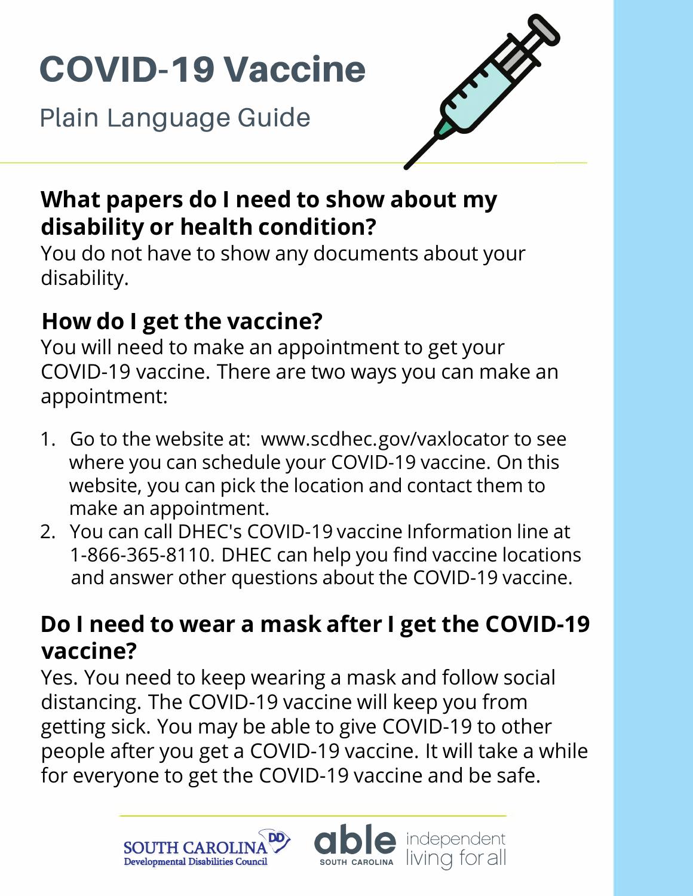# COVID-19 Vaccine

Plain Language Guide

## What papers do I need to show about my disability or health condition?

You do not have to show any documents about your disability.

## How do I get the vaccine?

You will need to make an appointment to get your COVID-19 vaccine. There are two ways you can make an appointment:

1. Go to the website at: www.scdhec.gov/vaxlocator to see where you can schedule your COVID-19 vaccine. On this website, you can pick the location and contact them to make an appointment.
2. You can call DHEC's COVID-19 vaccine Information line at 1-866-365-8110. DHEC can help you find vaccine locations and answer other questions about the COVID-19 vaccine.

## Do I need to wear a mask after I get the COVID-19 vaccine?

Yes. You need to keep wearing a mask and follow social distancing. The COVID-19 vaccine will keep you from getting sick. You may be able to give COVID-19 to other people after you get a COVID-19 vaccine. It will take a while for everyone to get the COVID-19 vaccine and be safe.

SOUTH CAROLINA DD Developmental Disabilities Council

able SOUTH CAROLINA independent living for all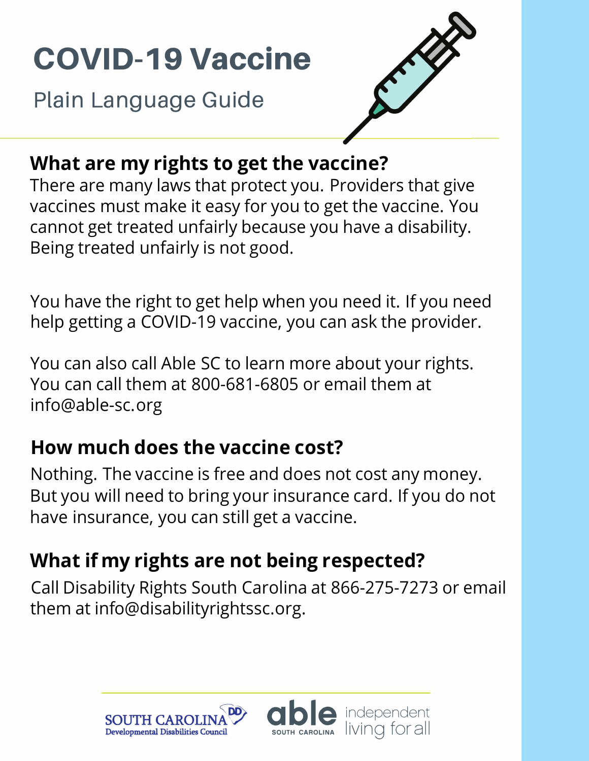# COVID-19 Vaccine

Plain Language Guide

## What are my rights to get the vaccine?

There are many laws that protect you. Providers that give vaccines must make it easy for you to get the vaccine. You cannot get treated unfairly because you have a disability. Being treated unfairly is not good.

You have the right to get help when you need it. If you need help getting a COVID-19 vaccine, you can ask the provider.

You can also call Able SC to learn more about your rights. You can call them at 800-681-6805 or email them at info@able-sc.org

## How much does the vaccine cost?

Nothing. The vaccine is free and does not cost any money. But you will need to bring your insurance card. If you do not have insurance, you can still get a vaccine.

## What if my rights are not being respected?

Call Disability Rights South Carolina at 866-275-7273 or email them at info@disabilityrightssc.org.

SOUTH CAROLINA Developmental Disabilities Council

able SOUTH CAROLINA independent living for all